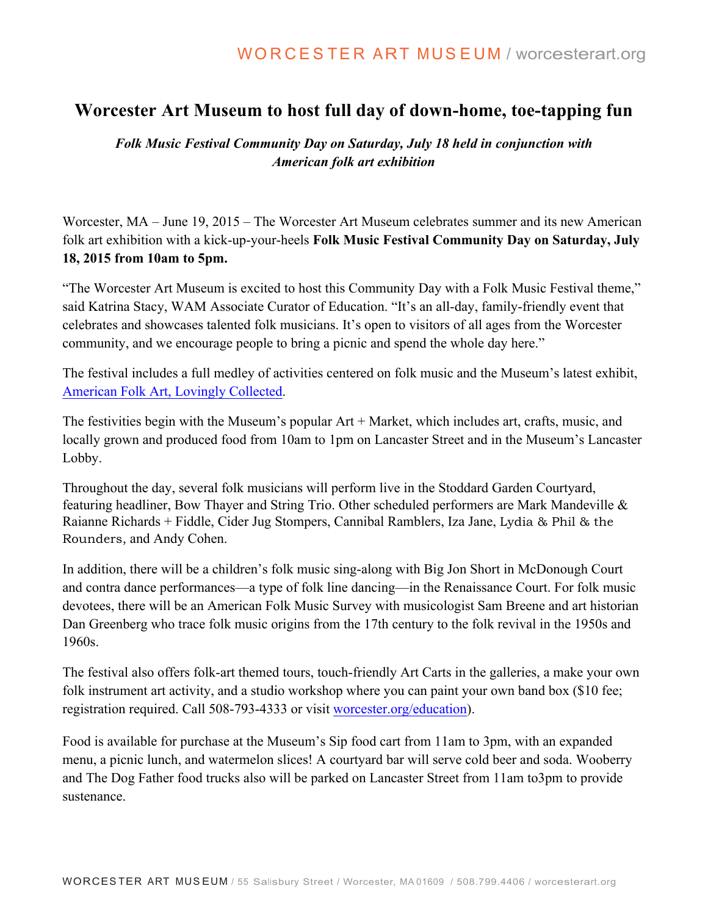# Worcester Art Museum to host full day of down-home, toe-tapping fun

***Folk Music Festival Community Day on Saturday, July 18 held in conjunction with American folk art exhibition***

Worcester, MA – June 19, 2015 – The Worcester Art Museum celebrates summer and its new American folk art exhibition with a kick-up-your-heels **Folk Music Festival Community Day on Saturday, July 18, 2015 from 10am to 5pm.**

"The Worcester Art Museum is excited to host this Community Day with a Folk Music Festival theme," said Katrina Stacy, WAM Associate Curator of Education. "It's an all-day, family-friendly event that celebrates and showcases talented folk musicians. It's open to visitors of all ages from the Worcester community, and we encourage people to bring a picnic and spend the whole day here."

The festival includes a full medley of activities centered on folk music and the Museum's latest exhibit, American Folk Art, Lovingly Collected.

The festivities begin with the Museum's popular Art + Market, which includes art, crafts, music, and locally grown and produced food from 10am to 1pm on Lancaster Street and in the Museum's Lancaster Lobby.

Throughout the day, several folk musicians will perform live in the Stoddard Garden Courtyard, featuring headliner, Bow Thayer and String Trio. Other scheduled performers are Mark Mandeville & Raianne Richards + Fiddle, Cider Jug Stompers, Cannibal Ramblers, Iza Jane, Lydia & Phil & the Rounders, and Andy Cohen.

In addition, there will be a children's folk music sing-along with Big Jon Short in McDonough Court and contra dance performances—a type of folk line dancing—in the Renaissance Court. For folk music devotees, there will be an American Folk Music Survey with musicologist Sam Breene and art historian Dan Greenberg who trace folk music origins from the 17th century to the folk revival in the 1950s and 1960s.

The festival also offers folk-art themed tours, touch-friendly Art Carts in the galleries, a make your own folk instrument art activity, and a studio workshop where you can paint your own band box ($10 fee; registration required. Call 508-793-4333 or visit worcester.org/education).

Food is available for purchase at the Museum's Sip food cart from 11am to 3pm, with an expanded menu, a picnic lunch, and watermelon slices! A courtyard bar will serve cold beer and soda. Wooberry and The Dog Father food trucks also will be parked on Lancaster Street from 11am to3pm to provide sustenance.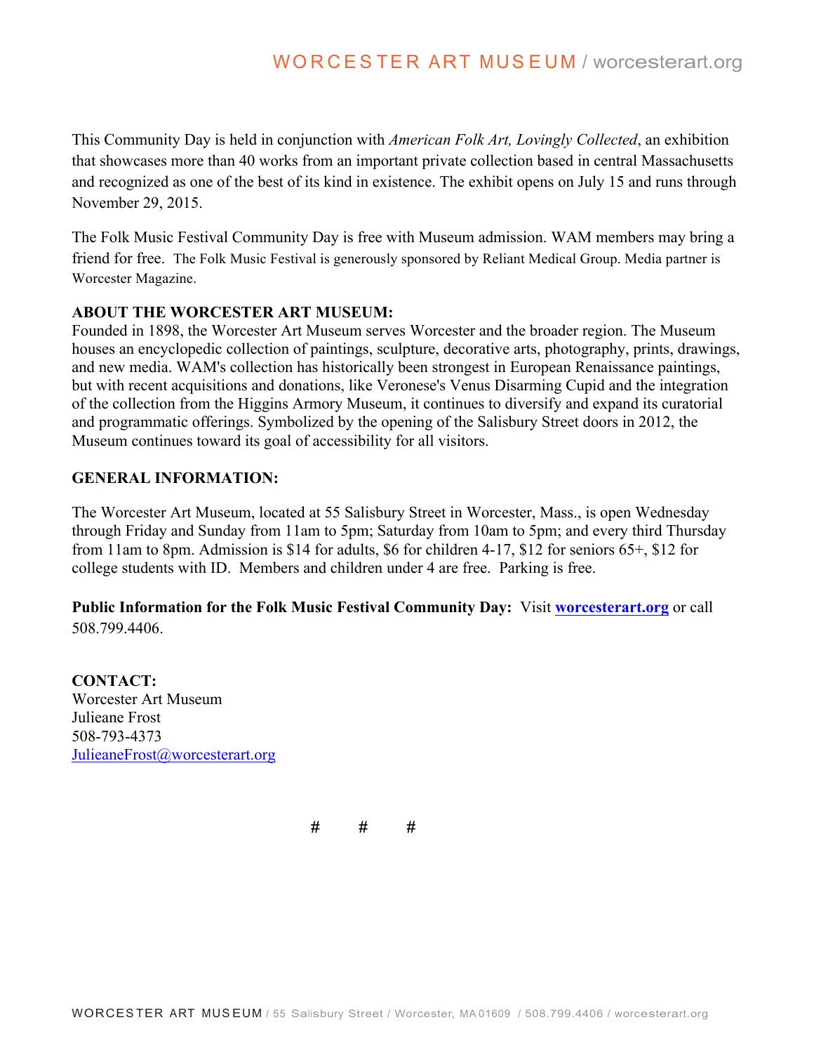This Community Day is held in conjunction with *American Folk Art, Lovingly Collected*, an exhibition that showcases more than 40 works from an important private collection based in central Massachusetts and recognized as one of the best of its kind in existence. The exhibit opens on July 15 and runs through November 29, 2015.

The Folk Music Festival Community Day is free with Museum admission. WAM members may bring a friend for free. The Folk Music Festival is generously sponsored by Reliant Medical Group. Media partner is Worcester Magazine.

**ABOUT THE WORCESTER ART MUSEUM:**
Founded in 1898, the Worcester Art Museum serves Worcester and the broader region. The Museum houses an encyclopedic collection of paintings, sculpture, decorative arts, photography, prints, drawings, and new media. WAM's collection has historically been strongest in European Renaissance paintings, but with recent acquisitions and donations, like Veronese's Venus Disarming Cupid and the integration of the collection from the Higgins Armory Museum, it continues to diversify and expand its curatorial and programmatic offerings. Symbolized by the opening of the Salisbury Street doors in 2012, the Museum continues toward its goal of accessibility for all visitors.

**GENERAL INFORMATION:**

The Worcester Art Museum, located at 55 Salisbury Street in Worcester, Mass., is open Wednesday through Friday and Sunday from 11am to 5pm; Saturday from 10am to 5pm; and every third Thursday from 11am to 8pm. Admission is $14 for adults, $6 for children 4-17, $12 for seniors 65+, $12 for college students with ID. Members and children under 4 are free. Parking is free.

**Public Information for the Folk Music Festival Community Day:** Visit **worcesterart.org** or call 508.799.4406.

**CONTACT:**
Worcester Art Museum
Julieane Frost
508-793-4373
JulieaneFrost@worcesterart.org

# # #